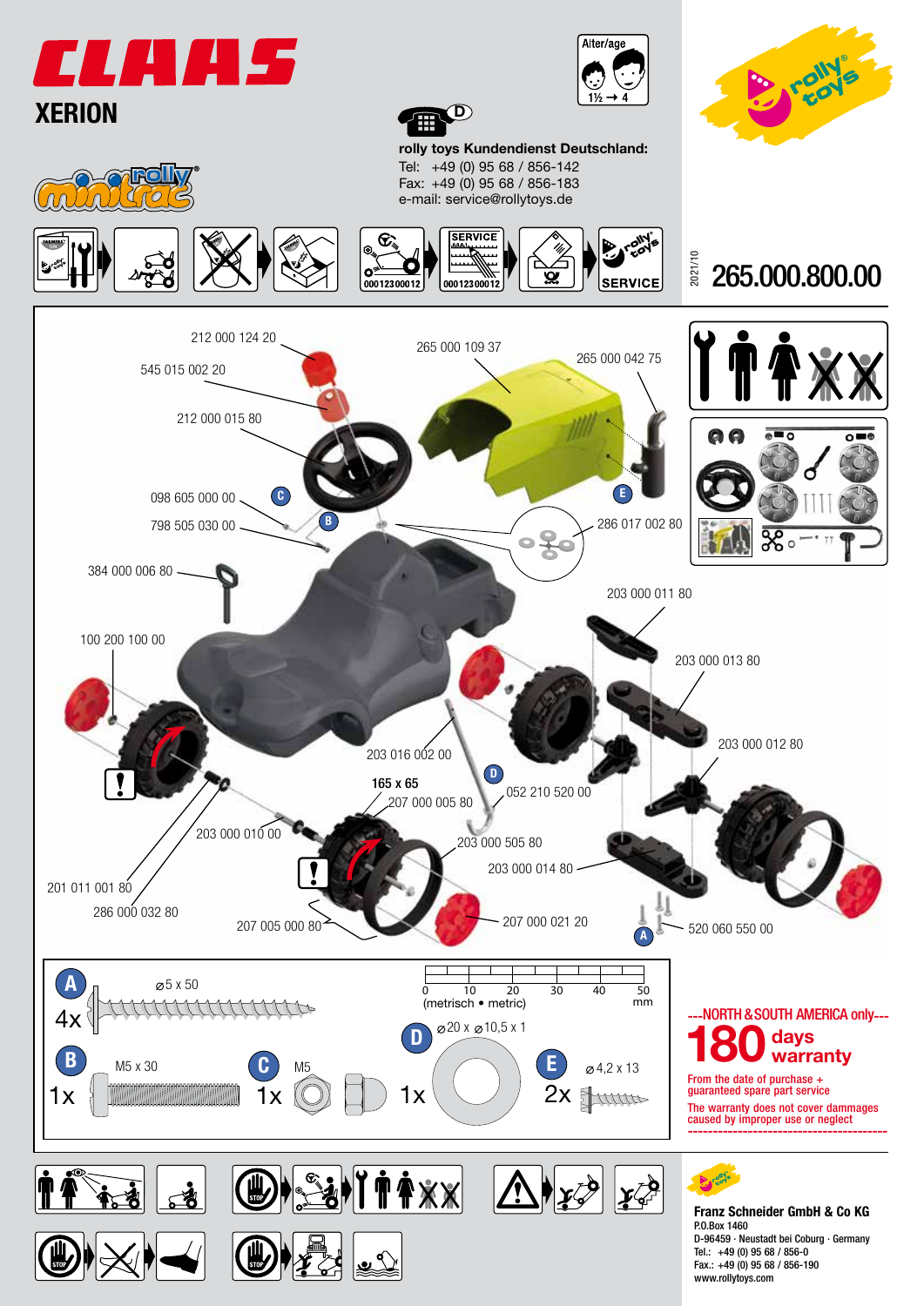# CLAAS XERION

rolly minitrac

Alter/age 1½ → 4

**rolly toys Kundendienst Deutschland:**
Tel: +49 (0) 95 68 / 856-142
Fax: +49 (0) 95 68 / 856-183
e-mail: service@rollytoys.de

SERVICE 000123 00012

2021/10

## 265.000.800.00

212 000 124 20
545 015 002 20
212 000 015 80
265 000 109 37
265 000 042 75
098 605 000 00 C
798 505 030 00 B
E
286 017 002 80
384 000 006 80
203 000 011 80
100 200 100 00
203 000 013 80
203 000 012 80
203 016 002 00
D
165 x 65
207 000 005 80
052 210 520 00
203 000 010 00
203 000 505 80
203 000 014 80
201 011 001 80
286 000 032 80
207 005 000 80
207 000 021 20
A
520 060 550 00

| | | | |
|---|---|---|---|
| **A** 4x ⌀5 x 50 | **B** 1x M5 x 30 | **C** 1x M5 | |
| **D** 1x ⌀20 x ⌀10,5 x 1 | **E** 2x ⌀4,2 x 13 | | |

0 10 20 30 40 50 mm (metrisch • metric)

---NORTH & SOUTH AMERICA only---

**180 days warranty**

From the date of purchase + guaranteed spare part service

The warranty does not cover dammages caused by improper use or neglect

**Franz Schneider GmbH & Co KG**
P.O.Box 1460
D-96459 · Neustadt bei Coburg · Germany
Tel.: +49 (0) 95 68 / 856-0
Fax.: +49 (0) 95 68 / 856-190
www.rollytoys.com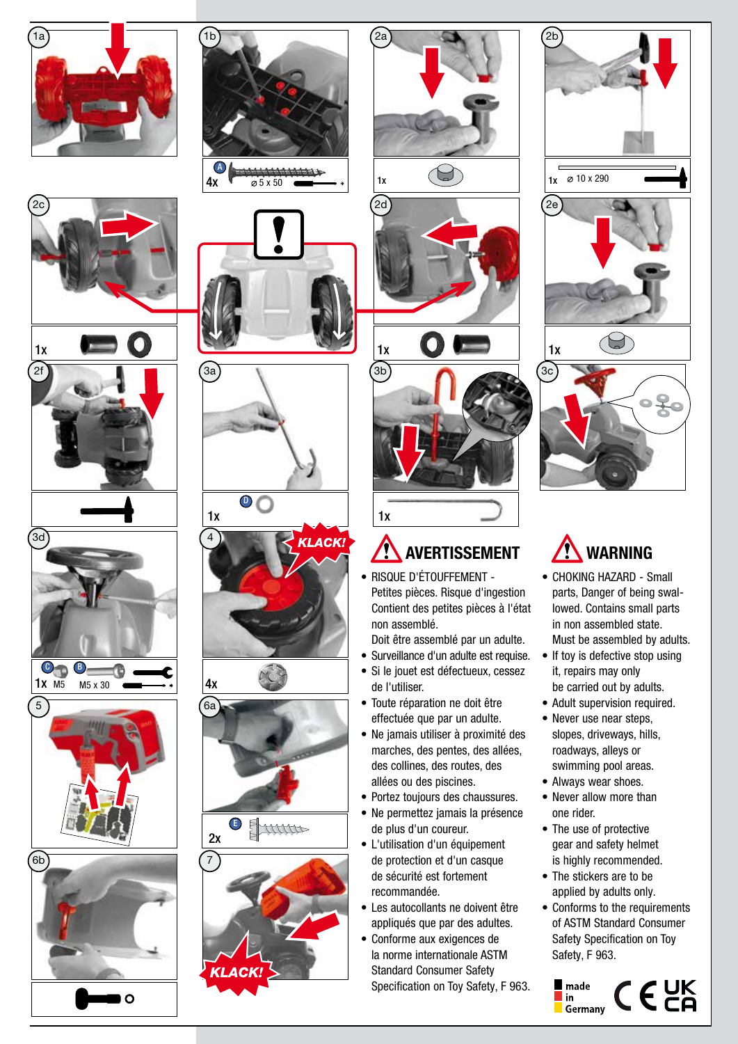1a

1b

A
4x ⌀ 5 x 50

2a

1x

2b

1x ⌀ 10 x 290

2c

1x

2d

1x

2e

1x

2f

3a

D
1x

3b

1x

3c

3d

C B
1x M5 M5 x 30

4

KLACK!

4x

5

6a

E
2x

6b

7

KLACK!

## AVERTISSEMENT

- RISQUE D'ÉTOUFFEMENT - Petites pièces. Risque d'ingestion Contient des petites pièces à l'état non assemblé.
  Doit être assemblé par un adulte.
- Surveillance d'un adulte est requise.
- Si le jouet est défectueux, cessez de l'utiliser.
- Toute réparation ne doit être effectuée que par un adulte.
- Ne jamais utiliser à proximité des marches, des pentes, des allées, des collines, des routes, des allées ou des piscines.
- Portez toujours des chaussures.
- Ne permettez jamais la présence de plus d'un coureur.
- L'utilisation d'un équipement de protection et d'un casque de sécurité est fortement recommandée.
- Les autocollants ne doivent être appliqués que par des adultes.
- Conforme aux exigences de la norme internationale ASTM Standard Consumer Safety Specification on Toy Safety, F 963.

## WARNING

- CHOKING HAZARD - Small parts, Danger of being swallowed. Contains small parts in non assembled state.
  Must be assembled by adults.
- If toy is defective stop using it, repairs may only be carried out by adults.
- Adult supervision required.
- Never use near steps, slopes, driveways, hills, roadways, alleys or swimming pool areas.
- Always wear shoes.
- Never allow more than one rider.
- The use of protective gear and safety helmet is highly recommended.
- The stickers are to be applied by adults only.
- Conforms to the requirements of ASTM Standard Consumer Safety Specification on Toy Safety, F 963.

made in Germany

CE UK CA